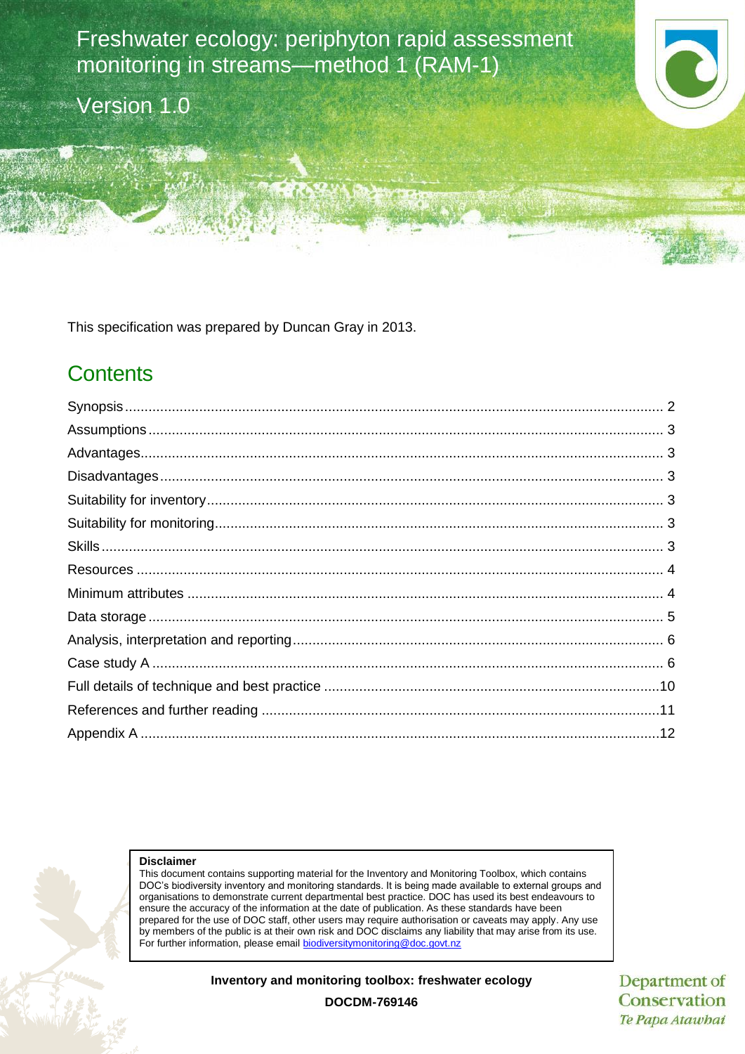# Freshwater ecology: periphyton rapid assessment monitoring in streams—method 1 (RAM-1)

Version 1.0

This specification was prepared by Duncan Gray in 2013.

## Contents

Synopsis .......... 2
Assumptions .......... 3
Advantages .......... 3
Disadvantages .......... 3
Suitability for inventory .......... 3
Suitability for monitoring .......... 3
Skills .......... 3
Resources .......... 4
Minimum attributes .......... 4
Data storage .......... 5
Analysis, interpretation and reporting .......... 6
Case study A .......... 6
Full details of technique and best practice .......... 10
References and further reading .......... 11
Appendix A .......... 12

**Disclaimer**

This document contains supporting material for the Inventory and Monitoring Toolbox, which contains DOC's biodiversity inventory and monitoring standards. It is being made available to external groups and organisations to demonstrate current departmental best practice. DOC has used its best endeavours to ensure the accuracy of the information at the date of publication. As these standards have been prepared for the use of DOC staff, other users may require authorisation or caveats may apply. Any use by members of the public is at their own risk and DOC disclaims any liability that may arise from its use. For further information, please email biodiversitymonitoring@doc.govt.nz

**Inventory and monitoring toolbox: freshwater ecology**

**DOCDM-769146**

Department of Conservation
*Te Papa Atawhai*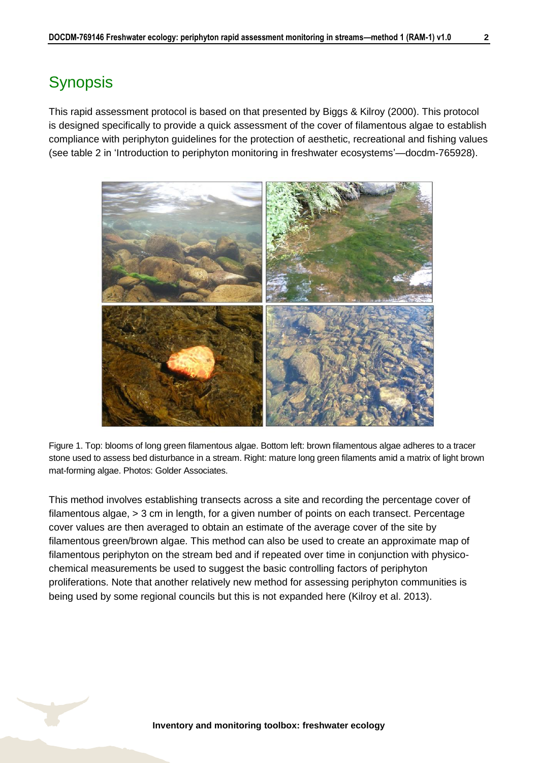## Synopsis

This rapid assessment protocol is based on that presented by Biggs & Kilroy (2000). This protocol is designed specifically to provide a quick assessment of the cover of filamentous algae to establish compliance with periphyton guidelines for the protection of aesthetic, recreational and fishing values (see table 2 in 'Introduction to periphyton monitoring in freshwater ecosystems'—docdm-765928).

Figure 1. Top: blooms of long green filamentous algae. Bottom left: brown filamentous algae adheres to a tracer stone used to assess bed disturbance in a stream. Right: mature long green filaments amid a matrix of light brown mat-forming algae. Photos: Golder Associates.

This method involves establishing transects across a site and recording the percentage cover of filamentous algae, > 3 cm in length, for a given number of points on each transect. Percentage cover values are then averaged to obtain an estimate of the average cover of the site by filamentous green/brown algae. This method can also be used to create an approximate map of filamentous periphyton on the stream bed and if repeated over time in conjunction with physico-chemical measurements be used to suggest the basic controlling factors of periphyton proliferations. Note that another relatively new method for assessing periphyton communities is being used by some regional councils but this is not expanded here (Kilroy et al. 2013).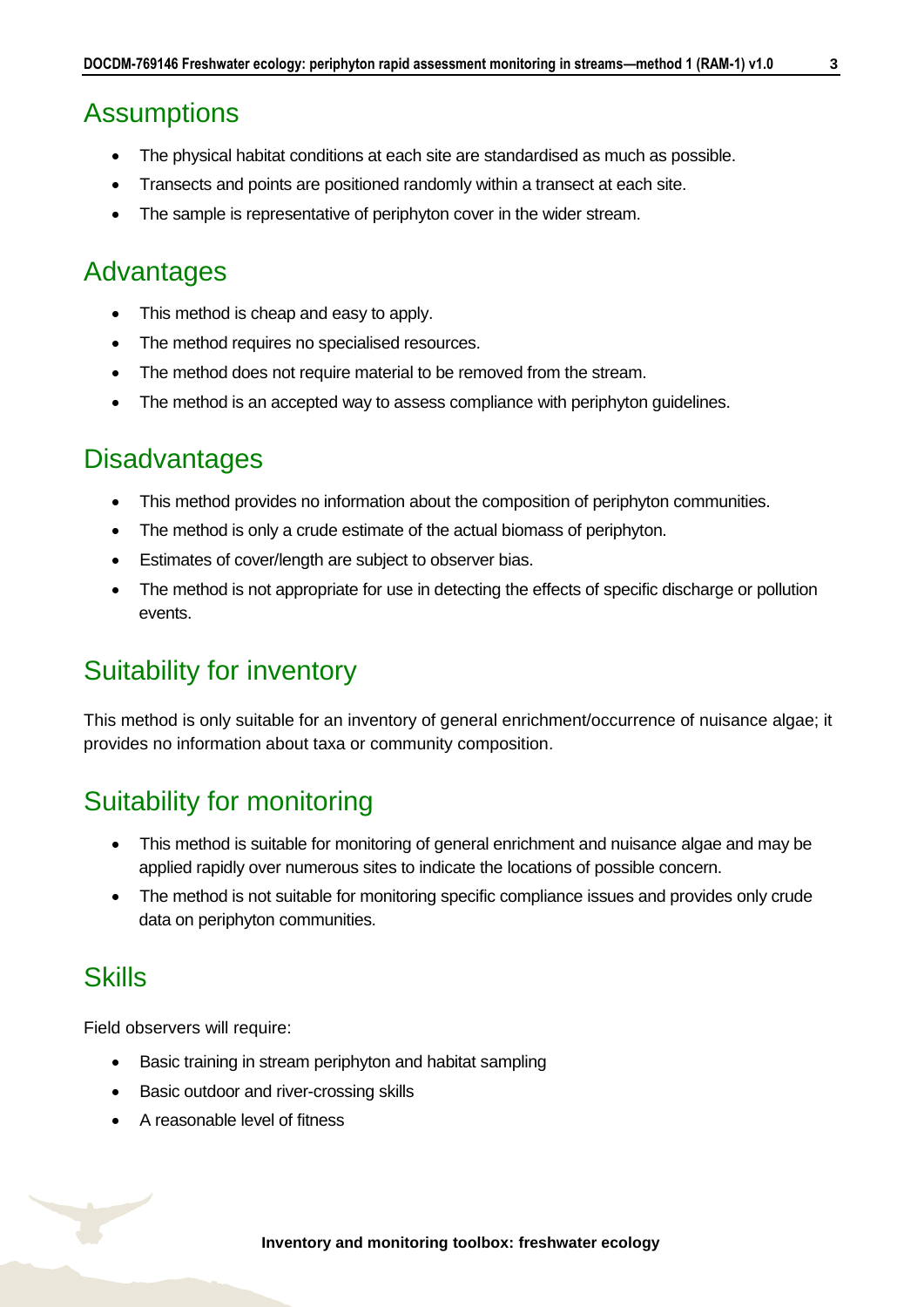## Assumptions

- The physical habitat conditions at each site are standardised as much as possible.
- Transects and points are positioned randomly within a transect at each site.
- The sample is representative of periphyton cover in the wider stream.

## Advantages

- This method is cheap and easy to apply.
- The method requires no specialised resources.
- The method does not require material to be removed from the stream.
- The method is an accepted way to assess compliance with periphyton guidelines.

## Disadvantages

- This method provides no information about the composition of periphyton communities.
- The method is only a crude estimate of the actual biomass of periphyton.
- Estimates of cover/length are subject to observer bias.
- The method is not appropriate for use in detecting the effects of specific discharge or pollution events.

## Suitability for inventory

This method is only suitable for an inventory of general enrichment/occurrence of nuisance algae; it provides no information about taxa or community composition.

## Suitability for monitoring

- This method is suitable for monitoring of general enrichment and nuisance algae and may be applied rapidly over numerous sites to indicate the locations of possible concern.
- The method is not suitable for monitoring specific compliance issues and provides only crude data on periphyton communities.

## Skills

Field observers will require:

- Basic training in stream periphyton and habitat sampling
- Basic outdoor and river-crossing skills
- A reasonable level of fitness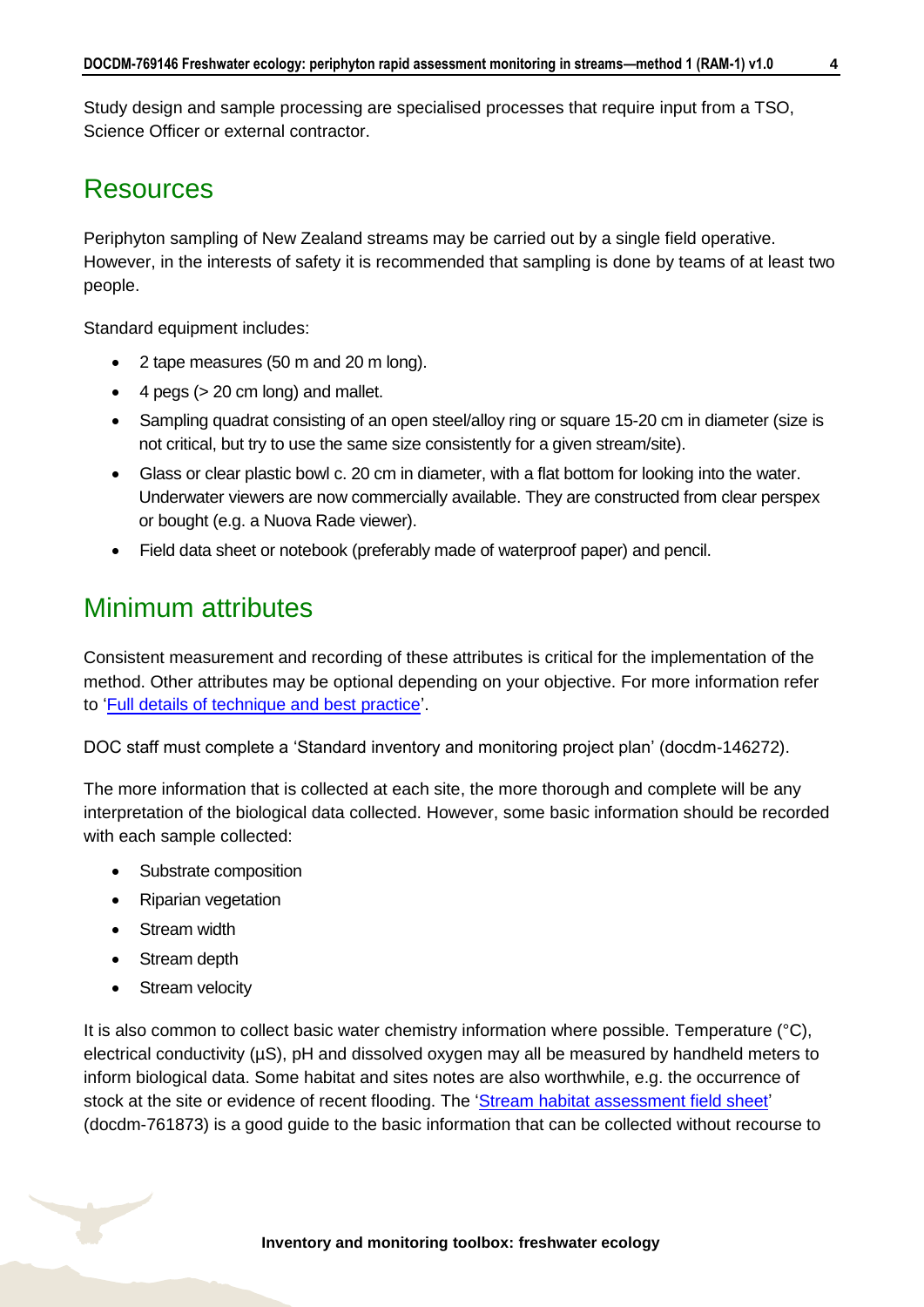Study design and sample processing are specialised processes that require input from a TSO, Science Officer or external contractor.

## Resources

Periphyton sampling of New Zealand streams may be carried out by a single field operative. However, in the interests of safety it is recommended that sampling is done by teams of at least two people.

Standard equipment includes:

- 2 tape measures (50 m and 20 m long).
- 4 pegs (> 20 cm long) and mallet.
- Sampling quadrat consisting of an open steel/alloy ring or square 15-20 cm in diameter (size is not critical, but try to use the same size consistently for a given stream/site).
- Glass or clear plastic bowl c. 20 cm in diameter, with a flat bottom for looking into the water. Underwater viewers are now commercially available. They are constructed from clear perspex or bought (e.g. a Nuova Rade viewer).
- Field data sheet or notebook (preferably made of waterproof paper) and pencil.

## Minimum attributes

Consistent measurement and recording of these attributes is critical for the implementation of the method. Other attributes may be optional depending on your objective. For more information refer to 'Full details of technique and best practice'.

DOC staff must complete a 'Standard inventory and monitoring project plan' (docdm-146272).

The more information that is collected at each site, the more thorough and complete will be any interpretation of the biological data collected. However, some basic information should be recorded with each sample collected:

- Substrate composition
- Riparian vegetation
- Stream width
- Stream depth
- Stream velocity

It is also common to collect basic water chemistry information where possible. Temperature (°C), electrical conductivity (µS), pH and dissolved oxygen may all be measured by handheld meters to inform biological data. Some habitat and sites notes are also worthwhile, e.g. the occurrence of stock at the site or evidence of recent flooding. The 'Stream habitat assessment field sheet' (docdm-761873) is a good guide to the basic information that can be collected without recourse to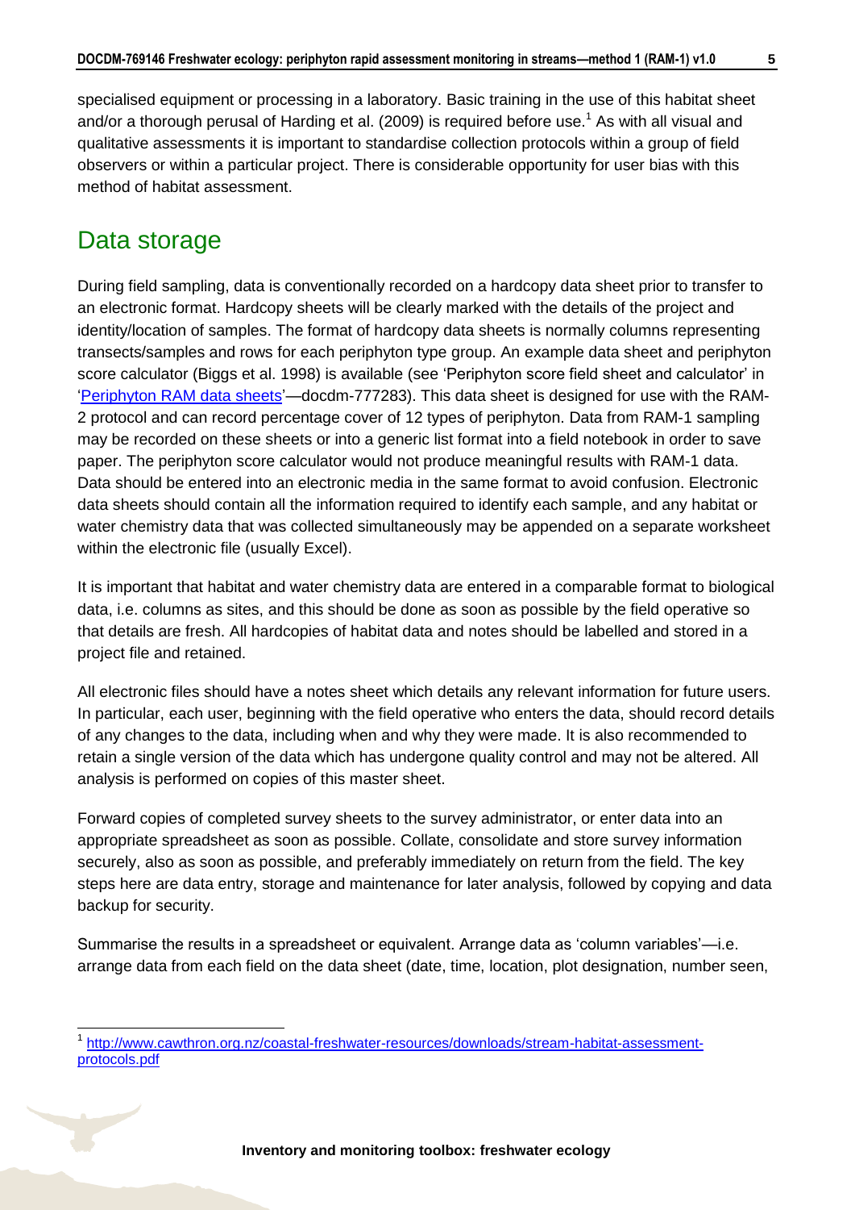specialised equipment or processing in a laboratory. Basic training in the use of this habitat sheet and/or a thorough perusal of Harding et al. (2009) is required before use.[1] As with all visual and qualitative assessments it is important to standardise collection protocols within a group of field observers or within a particular project. There is considerable opportunity for user bias with this method of habitat assessment.

## Data storage

During field sampling, data is conventionally recorded on a hardcopy data sheet prior to transfer to an electronic format. Hardcopy sheets will be clearly marked with the details of the project and identity/location of samples. The format of hardcopy data sheets is normally columns representing transects/samples and rows for each periphyton type group. An example data sheet and periphyton score calculator (Biggs et al. 1998) is available (see 'Periphyton score field sheet and calculator' in '[Periphyton RAM data sheets]'—docdm-777283). This data sheet is designed for use with the RAM-2 protocol and can record percentage cover of 12 types of periphyton. Data from RAM-1 sampling may be recorded on these sheets or into a generic list format into a field notebook in order to save paper. The periphyton score calculator would not produce meaningful results with RAM-1 data. Data should be entered into an electronic media in the same format to avoid confusion. Electronic data sheets should contain all the information required to identify each sample, and any habitat or water chemistry data that was collected simultaneously may be appended on a separate worksheet within the electronic file (usually Excel).

It is important that habitat and water chemistry data are entered in a comparable format to biological data, i.e. columns as sites, and this should be done as soon as possible by the field operative so that details are fresh. All hardcopies of habitat data and notes should be labelled and stored in a project file and retained.

All electronic files should have a notes sheet which details any relevant information for future users. In particular, each user, beginning with the field operative who enters the data, should record details of any changes to the data, including when and why they were made. It is also recommended to retain a single version of the data which has undergone quality control and may not be altered. All analysis is performed on copies of this master sheet.

Forward copies of completed survey sheets to the survey administrator, or enter data into an appropriate spreadsheet as soon as possible. Collate, consolidate and store survey information securely, also as soon as possible, and preferably immediately on return from the field. The key steps here are data entry, storage and maintenance for later analysis, followed by copying and data backup for security.

Summarise the results in a spreadsheet or equivalent. Arrange data as 'column variables'—i.e. arrange data from each field on the data sheet (date, time, location, plot designation, number seen,

[1] http://www.cawthron.org.nz/coastal-freshwater-resources/downloads/stream-habitat-assessment-protocols.pdf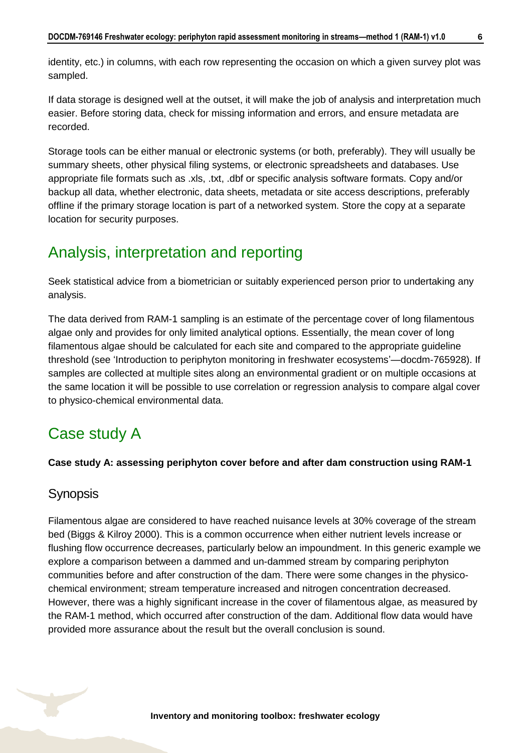identity, etc.) in columns, with each row representing the occasion on which a given survey plot was sampled.

If data storage is designed well at the outset, it will make the job of analysis and interpretation much easier. Before storing data, check for missing information and errors, and ensure metadata are recorded.

Storage tools can be either manual or electronic systems (or both, preferably). They will usually be summary sheets, other physical filing systems, or electronic spreadsheets and databases. Use appropriate file formats such as .xls, .txt, .dbf or specific analysis software formats. Copy and/or backup all data, whether electronic, data sheets, metadata or site access descriptions, preferably offline if the primary storage location is part of a networked system. Store the copy at a separate location for security purposes.

# Analysis, interpretation and reporting

Seek statistical advice from a biometrician or suitably experienced person prior to undertaking any analysis.

The data derived from RAM-1 sampling is an estimate of the percentage cover of long filamentous algae only and provides for only limited analytical options. Essentially, the mean cover of long filamentous algae should be calculated for each site and compared to the appropriate guideline threshold (see 'Introduction to periphyton monitoring in freshwater ecosystems'—docdm-765928). If samples are collected at multiple sites along an environmental gradient or on multiple occasions at the same location it will be possible to use correlation or regression analysis to compare algal cover to physico-chemical environmental data.

# Case study A

**Case study A: assessing periphyton cover before and after dam construction using RAM-1**

## Synopsis

Filamentous algae are considered to have reached nuisance levels at 30% coverage of the stream bed (Biggs & Kilroy 2000). This is a common occurrence when either nutrient levels increase or flushing flow occurrence decreases, particularly below an impoundment. In this generic example we explore a comparison between a dammed and un-dammed stream by comparing periphyton communities before and after construction of the dam. There were some changes in the physico-chemical environment; stream temperature increased and nitrogen concentration decreased. However, there was a highly significant increase in the cover of filamentous algae, as measured by the RAM-1 method, which occurred after construction of the dam. Additional flow data would have provided more assurance about the result but the overall conclusion is sound.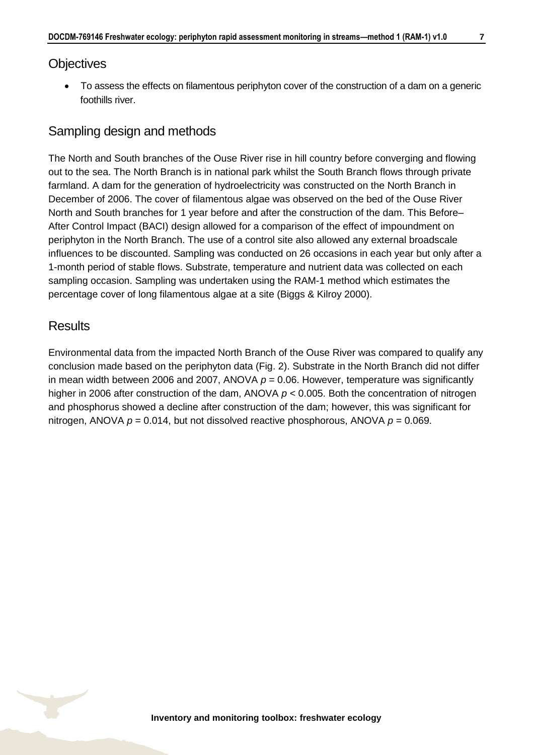## Objectives

- To assess the effects on filamentous periphyton cover of the construction of a dam on a generic foothills river.

## Sampling design and methods

The North and South branches of the Ouse River rise in hill country before converging and flowing out to the sea. The North Branch is in national park whilst the South Branch flows through private farmland. A dam for the generation of hydroelectricity was constructed on the North Branch in December of 2006. The cover of filamentous algae was observed on the bed of the Ouse River North and South branches for 1 year before and after the construction of the dam. This Before–After Control Impact (BACI) design allowed for a comparison of the effect of impoundment on periphyton in the North Branch. The use of a control site also allowed any external broadscale influences to be discounted. Sampling was conducted on 26 occasions in each year but only after a 1-month period of stable flows. Substrate, temperature and nutrient data was collected on each sampling occasion. Sampling was undertaken using the RAM-1 method which estimates the percentage cover of long filamentous algae at a site (Biggs & Kilroy 2000).

## Results

Environmental data from the impacted North Branch of the Ouse River was compared to qualify any conclusion made based on the periphyton data (Fig. 2). Substrate in the North Branch did not differ in mean width between 2006 and 2007, ANOVA $p = 0.06$. However, temperature was significantly higher in 2006 after construction of the dam, ANOVA $p < 0.005$. Both the concentration of nitrogen and phosphorus showed a decline after construction of the dam; however, this was significant for nitrogen, ANOVA $p = 0.014$, but not dissolved reactive phosphorous, ANOVA $p = 0.069$.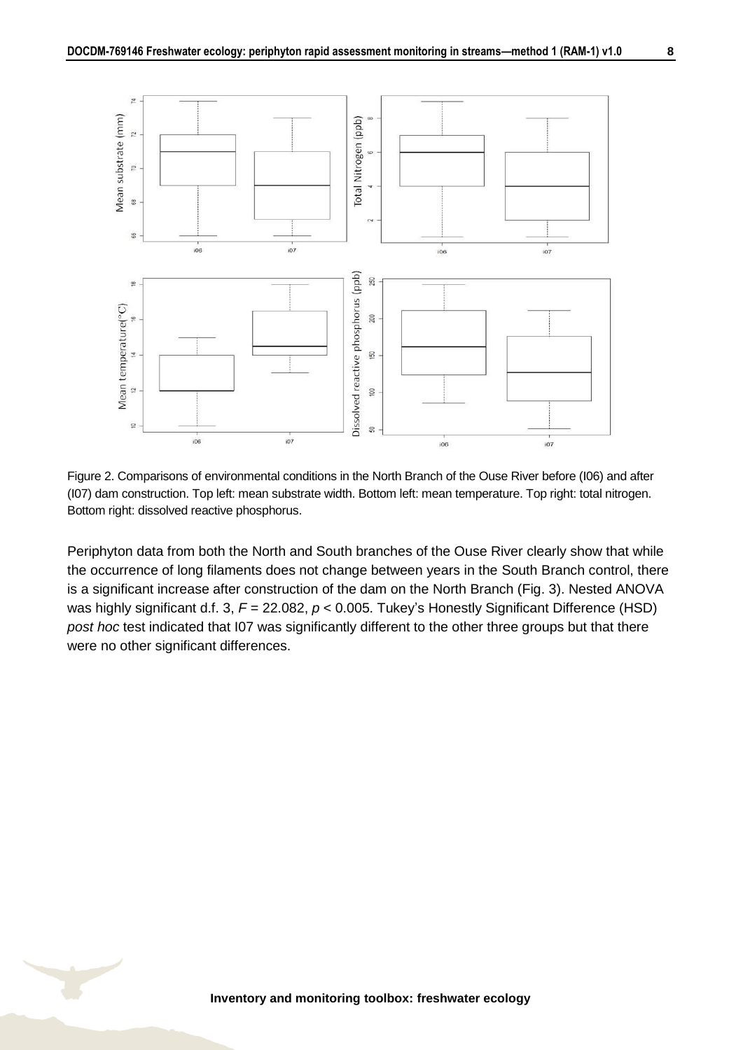Figure 2. Comparisons of environmental conditions in the North Branch of the Ouse River before (I06) and after (I07) dam construction. Top left: mean substrate width. Bottom left: mean temperature. Top right: total nitrogen. Bottom right: dissolved reactive phosphorus.

Periphyton data from both the North and South branches of the Ouse River clearly show that while the occurrence of long filaments does not change between years in the South Branch control, there is a significant increase after construction of the dam on the North Branch (Fig. 3). Nested ANOVA was highly significant d.f. 3, $F = 22.082$, $p < 0.005$. Tukey's Honestly Significant Difference (HSD) *post hoc* test indicated that I07 was significantly different to the other three groups but that there were no other significant differences.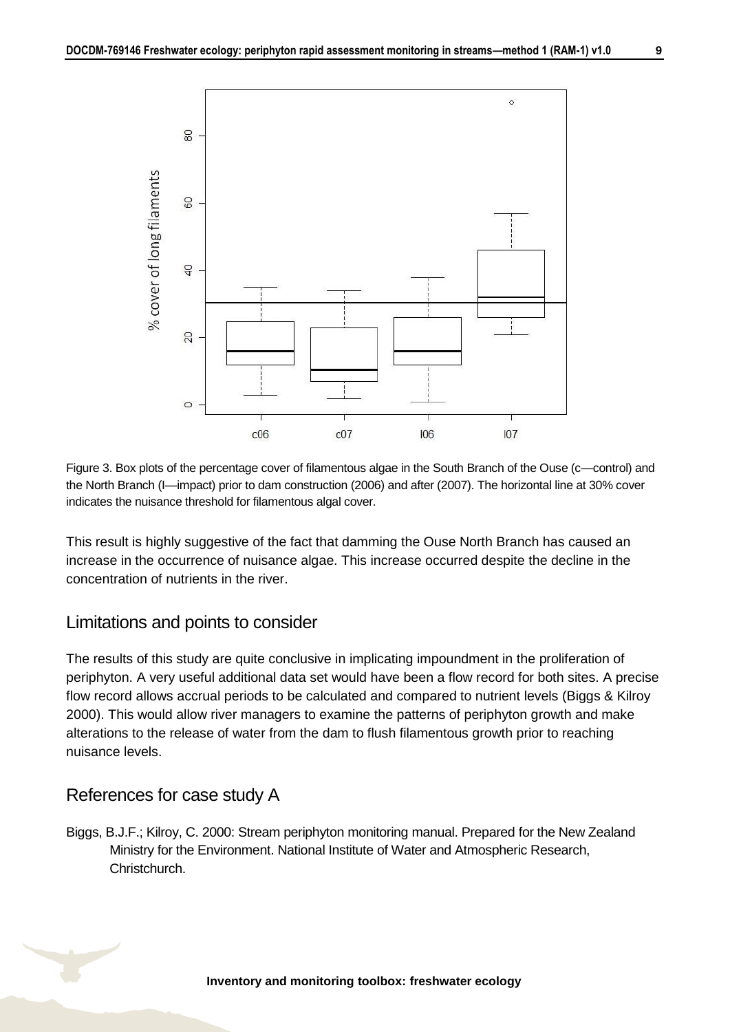Figure 3. Box plots of the percentage cover of filamentous algae in the South Branch of the Ouse (c—control) and the North Branch (I—impact) prior to dam construction (2006) and after (2007). The horizontal line at 30% cover indicates the nuisance threshold for filamentous algal cover.

This result is highly suggestive of the fact that damming the Ouse North Branch has caused an increase in the occurrence of nuisance algae. This increase occurred despite the decline in the concentration of nutrients in the river.

## Limitations and points to consider

The results of this study are quite conclusive in implicating impoundment in the proliferation of periphyton. A very useful additional data set would have been a flow record for both sites. A precise flow record allows accrual periods to be calculated and compared to nutrient levels (Biggs & Kilroy 2000). This would allow river managers to examine the patterns of periphyton growth and make alterations to the release of water from the dam to flush filamentous growth prior to reaching nuisance levels.

## References for case study A

Biggs, B.J.F.; Kilroy, C. 2000: Stream periphyton monitoring manual. Prepared for the New Zealand Ministry for the Environment. National Institute of Water and Atmospheric Research, Christchurch.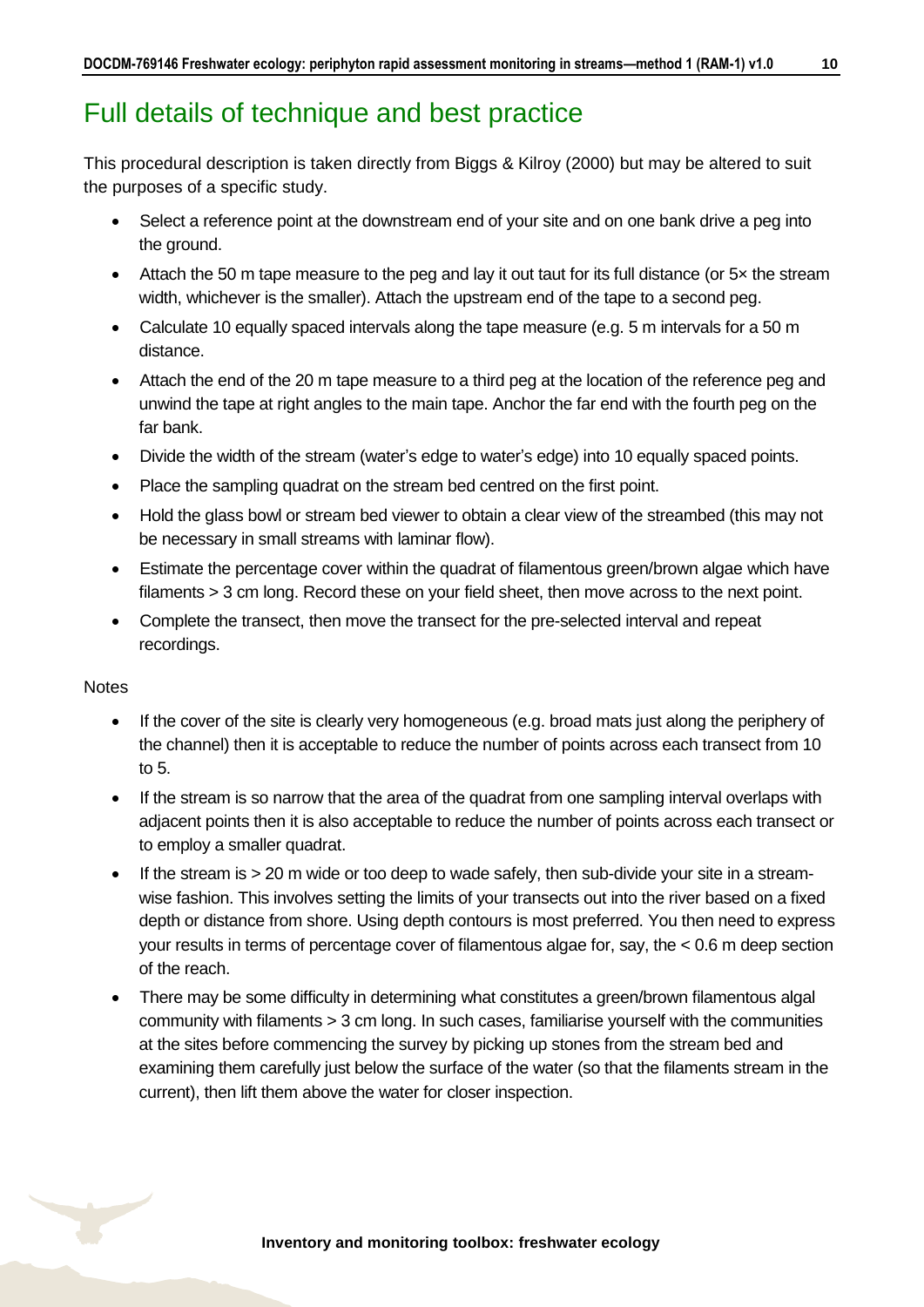# Full details of technique and best practice

This procedural description is taken directly from Biggs & Kilroy (2000) but may be altered to suit the purposes of a specific study.

- Select a reference point at the downstream end of your site and on one bank drive a peg into the ground.
- Attach the 50 m tape measure to the peg and lay it out taut for its full distance (or 5× the stream width, whichever is the smaller). Attach the upstream end of the tape to a second peg.
- Calculate 10 equally spaced intervals along the tape measure (e.g. 5 m intervals for a 50 m distance.
- Attach the end of the 20 m tape measure to a third peg at the location of the reference peg and unwind the tape at right angles to the main tape. Anchor the far end with the fourth peg on the far bank.
- Divide the width of the stream (water's edge to water's edge) into 10 equally spaced points.
- Place the sampling quadrat on the stream bed centred on the first point.
- Hold the glass bowl or stream bed viewer to obtain a clear view of the streambed (this may not be necessary in small streams with laminar flow).
- Estimate the percentage cover within the quadrat of filamentous green/brown algae which have filaments > 3 cm long. Record these on your field sheet, then move across to the next point.
- Complete the transect, then move the transect for the pre-selected interval and repeat recordings.

Notes

- If the cover of the site is clearly very homogeneous (e.g. broad mats just along the periphery of the channel) then it is acceptable to reduce the number of points across each transect from 10 to 5.
- If the stream is so narrow that the area of the quadrat from one sampling interval overlaps with adjacent points then it is also acceptable to reduce the number of points across each transect or to employ a smaller quadrat.
- If the stream is > 20 m wide or too deep to wade safely, then sub-divide your site in a stream-wise fashion. This involves setting the limits of your transects out into the river based on a fixed depth or distance from shore. Using depth contours is most preferred. You then need to express your results in terms of percentage cover of filamentous algae for, say, the < 0.6 m deep section of the reach.
- There may be some difficulty in determining what constitutes a green/brown filamentous algal community with filaments > 3 cm long. In such cases, familiarise yourself with the communities at the sites before commencing the survey by picking up stones from the stream bed and examining them carefully just below the surface of the water (so that the filaments stream in the current), then lift them above the water for closer inspection.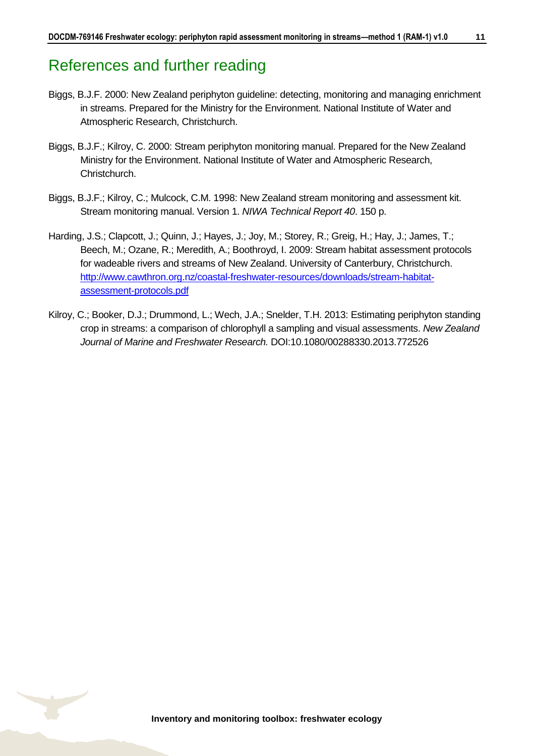# References and further reading

Biggs, B.J.F. 2000: New Zealand periphyton guideline: detecting, monitoring and managing enrichment in streams. Prepared for the Ministry for the Environment. National Institute of Water and Atmospheric Research, Christchurch.

Biggs, B.J.F.; Kilroy, C. 2000: Stream periphyton monitoring manual. Prepared for the New Zealand Ministry for the Environment. National Institute of Water and Atmospheric Research, Christchurch.

Biggs, B.J.F.; Kilroy, C.; Mulcock, C.M. 1998: New Zealand stream monitoring and assessment kit. Stream monitoring manual. Version 1. *NIWA Technical Report 40*. 150 p.

Harding, J.S.; Clapcott, J.; Quinn, J.; Hayes, J.; Joy, M.; Storey, R.; Greig, H.; Hay, J.; James, T.; Beech, M.; Ozane, R.; Meredith, A.; Boothroyd, I. 2009: Stream habitat assessment protocols for wadeable rivers and streams of New Zealand. University of Canterbury, Christchurch. [http://www.cawthron.org.nz/coastal-freshwater-resources/downloads/stream-habitat-assessment-protocols.pdf](http://www.cawthron.org.nz/coastal-freshwater-resources/downloads/stream-habitat-assessment-protocols.pdf)

Kilroy, C.; Booker, D.J.; Drummond, L.; Wech, J.A.; Snelder, T.H. 2013: Estimating periphyton standing crop in streams: a comparison of chlorophyll a sampling and visual assessments. *New Zealand Journal of Marine and Freshwater Research.* DOI:10.1080/00288330.2013.772526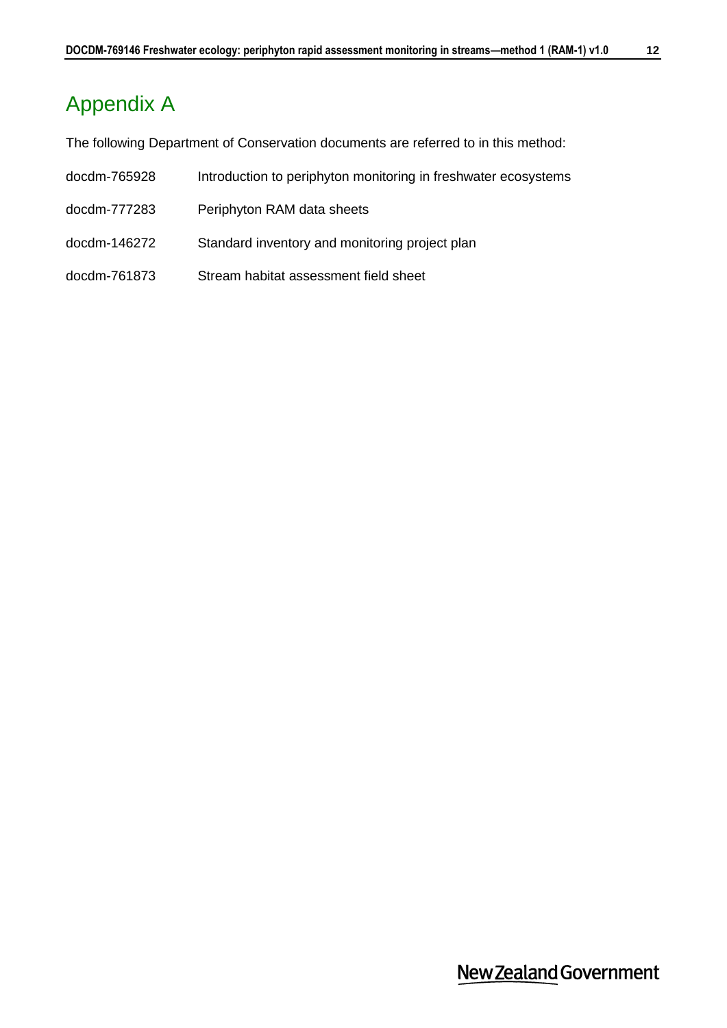# Appendix A

The following Department of Conservation documents are referred to in this method:

| | |
|---|---|
| docdm-765928 | Introduction to periphyton monitoring in freshwater ecosystems |
| docdm-777283 | Periphyton RAM data sheets |
| docdm-146272 | Standard inventory and monitoring project plan |
| docdm-761873 | Stream habitat assessment field sheet |